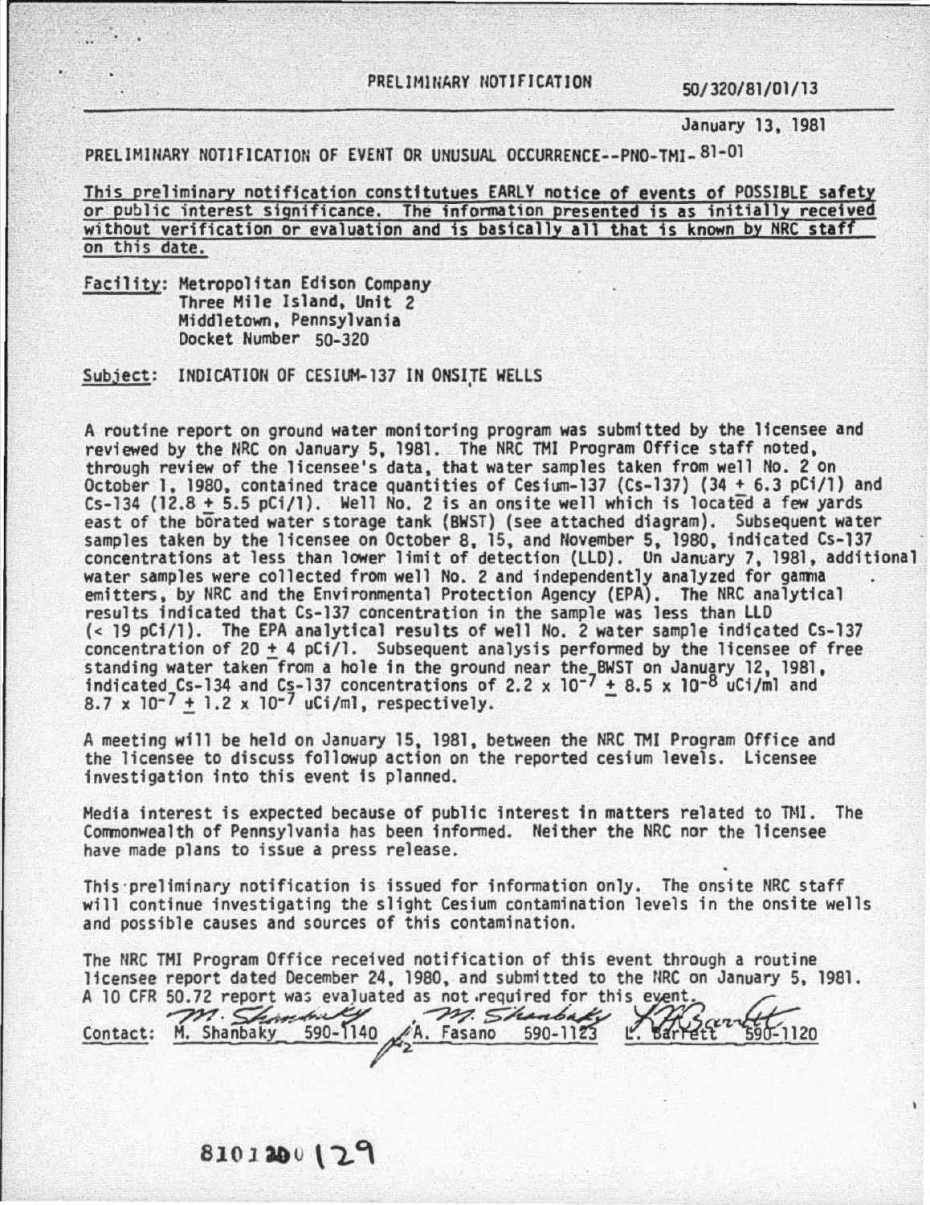PRELIMINARY NOTIFICATION 50/320/81/01/13

January 13, 1981

PRELIMINARY NOTIFICATION OF EVENT OR UNUSUAL OCCURRENCE--PNO-TMI-81-01

This preliminary notification constitutues EARLY notice of events of POSSIBLE safety or public interest significance. The information presented is as initially received without verification or evaluation and is basically all that is known by NRC staff on this date.

Facility: Metropolitan Edison Company
Three Mile Island, Unit 2
Middletown, Pennsylvania
Docket Number 50-320

Subject: INDICATION OF CESIUM-137 IN ONSITE WELLS

A routine report on ground water monitoring program was submitted by the licensee and reviewed by the NRC on January 5, 1981. The NRC TMI Program Office staff noted, through review of the licensee's data, that water samples taken from well No. 2 on October 1, 1980, contained trace quantities of Cesium-137 (Cs-137) ($34 \pm 6.3$ pCi/l) and Cs-134 ($12.8 \pm 5.5$ pCi/l). Well No. 2 is an onsite well which is located a few yards east of the borated water storage tank (BWST) (see attached diagram). Subsequent water samples taken by the licensee on October 8, 15, and November 5, 1980, indicated Cs-137 concentrations at less than lower limit of detection (LLD). On January 7, 1981, additional water samples were collected from well No. 2 and independently analyzed for gamma emitters, by NRC and the Environmental Protection Agency (EPA). The NRC analytical results indicated that Cs-137 concentration in the sample was less than LLD (< 19 pCi/l). The EPA analytical results of well No. 2 water sample indicated Cs-137 concentration of $20 \pm 4$ pCi/l. Subsequent analysis performed by the licensee of free standing water taken from a hole in the ground near the BWST on January 12, 1981, indicated Cs-134 and Cs-137 concentrations of $2.2 \times 10^{-7} \pm 8.5 \times 10^{-8}$ uCi/ml and $8.7 \times 10^{-7} \pm 1.2 \times 10^{-7}$ uCi/ml, respectively.

A meeting will be held on January 15, 1981, between the NRC TMI Program Office and the licensee to discuss followup action on the reported cesium levels. Licensee investigation into this event is planned.

Media interest is expected because of public interest in matters related to TMI. The Commonwealth of Pennsylvania has been informed. Neither the NRC nor the licensee have made plans to issue a press release.

This preliminary notification is issued for information only. The onsite NRC staff will continue investigating the slight Cesium contamination levels in the onsite wells and possible causes and sources of this contamination.

The NRC TMI Program Office received notification of this event through a routine licensee report dated December 24, 1980, and submitted to the NRC on January 5, 1981. A 10 CFR 50.72 report was evaluated as not required for this event.

Contact: M. Shanbaky 590-1140 A. Fasano 590-1123 L. Barrett 590-1120

8101200129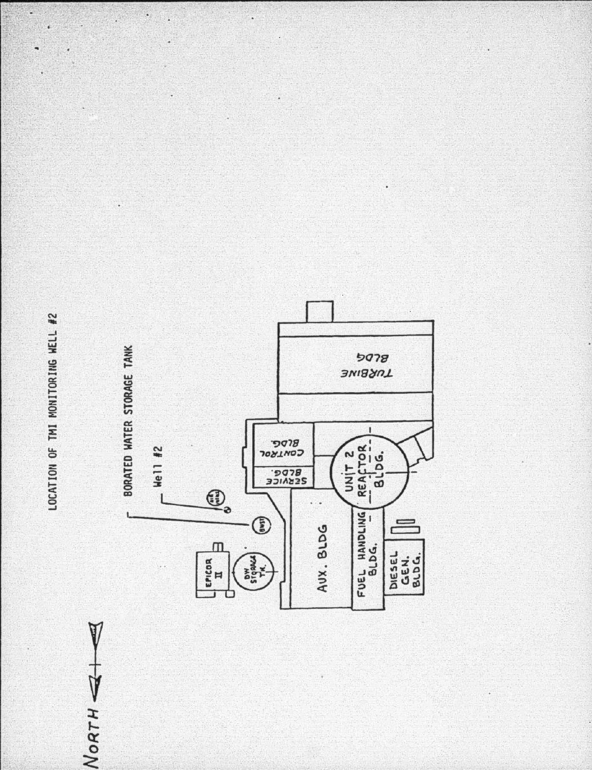LOCATION OF TMI MONITORING WELL #2

BORATED WATER STORAGE TANK

Well #2

NORTH

EPICOR II

DW STORAGE TK.

BWST

AUX. BLDG

SERVICE BLDG.

CONTROL BLDG.

UNIT 2 REACTOR BLDG.

FUEL HANDLING BLDG.

DIESEL GEN. BLDG.

TURBINE BLDG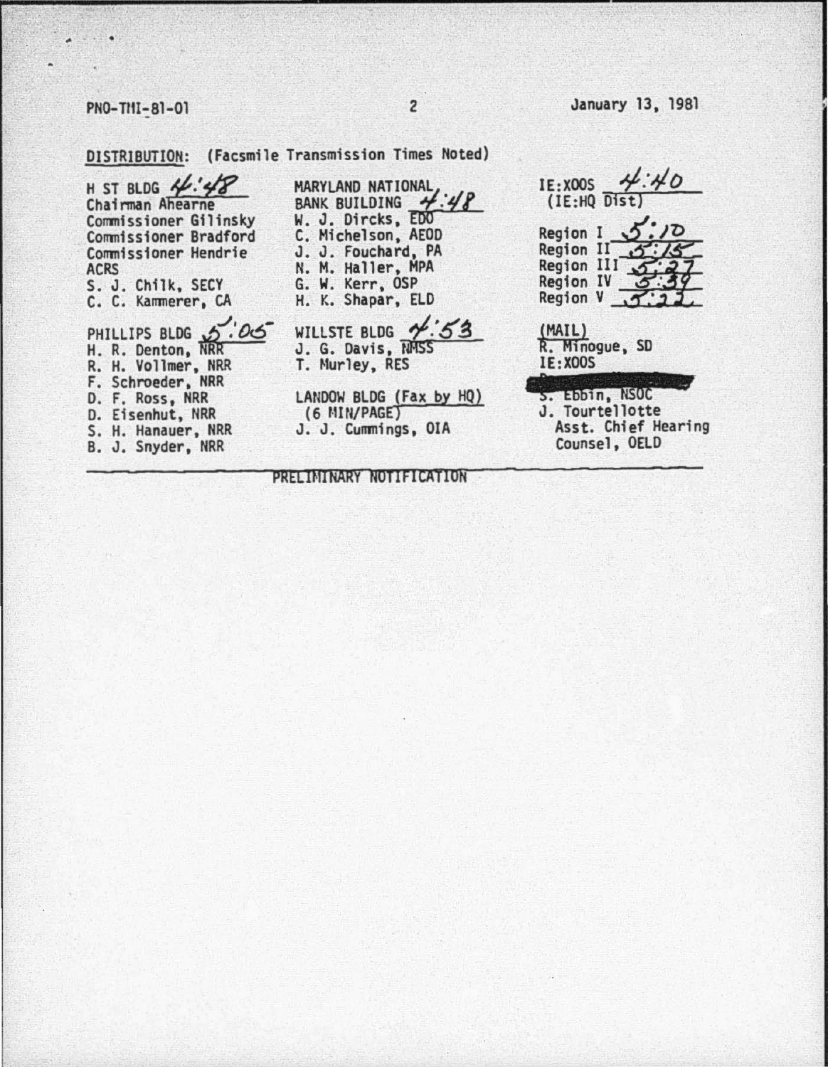PNO-TMI-81-01 January 13, 1981

DISTRIBUTION: (Facsmile Transmission Times Noted)

H ST BLDG 4:48
Chairman Ahearne
Commissioner Gilinsky
Commissioner Bradford
Commissioner Hendrie
ACRS
S. J. Chilk, SECY
C. C. Kammerer, CA

PHILLIPS BLDG 5:05
H. R. Denton, NRR
R. H. Vollmer, NRR
F. Schroeder, NRR
D. F. Ross, NRR
D. Eisenhut, NRR
S. H. Hanauer, NRR
B. J. Snyder, NRR

MARYLAND NATIONAL BANK BUILDING 4:48
W. J. Dircks, EDO
C. Michelson, AEOD
J. J. Fouchard, PA
N. M. Haller, MPA
G. W. Kerr, OSP
H. K. Shapar, ELD

WILLSTE BLDG 4:53
J. G. Davis, NMSS
T. Murley, RES

LANDOW BLDG (Fax by HQ)
(6 MIN/PAGE)
J. J. Cummings, OIA

IE:XOOS 4:40
(IE:HQ Dist)

Region I 5:10
Region II 5:15
Region III 5:27
Region IV 5:39
Region V 5:22

(MAIL)
R. Minogue, SD
IE:XOOS

S. Ebbin, NSOC
J. Tourtellotte
Asst. Chief Hearing Counsel, OELD

PRELIMINARY NOTIFICATION